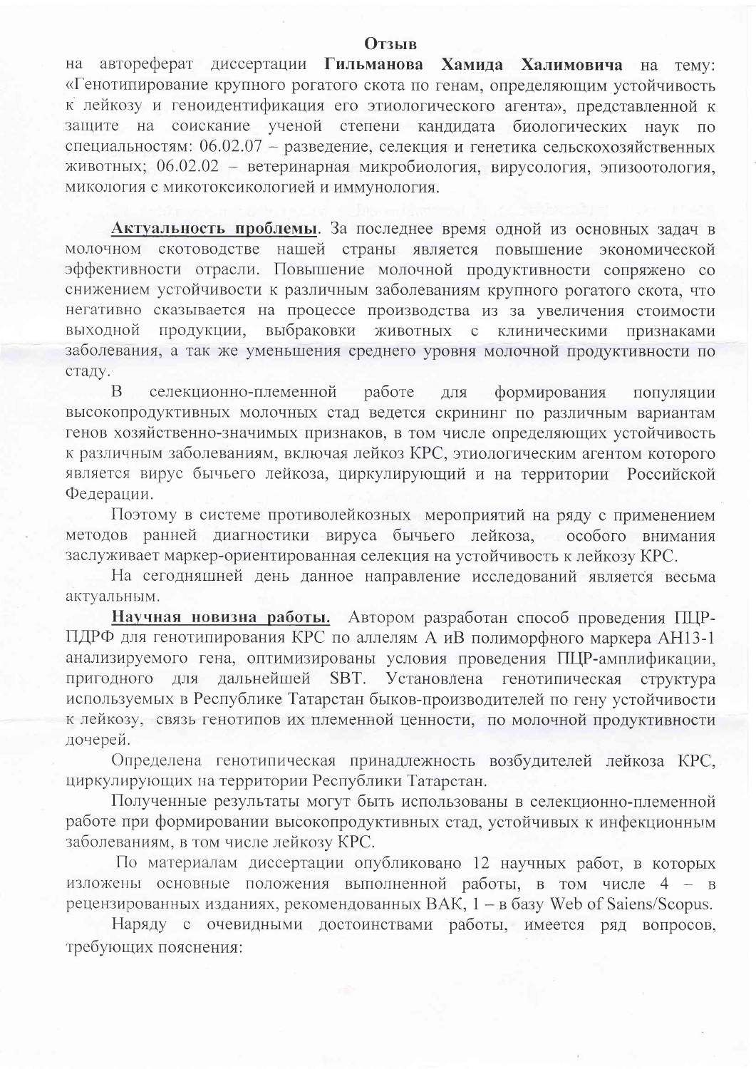**Отзыв**

на автореферат диссертации **Гильманова Хамида Халимовича** на тему: «Генотипирование крупного рогатого скота по генам, определяющим устойчивость к лейкозу и геноидентификация его этиологического агента», представленной к защите на соискание ученой степени кандидата биологических наук по специальностям: 06.02.07 – разведение, селекция и генетика сельскохозяйственных животных; 06.02.02 – ветеринарная микробиология, вирусология, эпизоотология, микология с микотоксикологией и иммунология.

**Актуальность проблемы**. За последнее время одной из основных задач в молочном скотоводстве нашей страны является повышение экономической эффективности отрасли. Повышение молочной продуктивности сопряжено со снижением устойчивости к различным заболеваниям крупного рогатого скота, что негативно сказывается на процессе производства из за увеличения стоимости выходной продукции, выбраковки животных с клиническими признаками заболевания, а так же уменьшения среднего уровня молочной продуктивности по стаду.

В селекционно-племенной работе для формирования популяции высокопродуктивных молочных стад ведется скрининг по различным вариантам генов хозяйственно-значимых признаков, в том числе определяющих устойчивость к различным заболеваниям, включая лейкоз КРС, этиологическим агентом которого является вирус бычьего лейкоза, циркулирующий и на территории Российской Федерации.

Поэтому в системе противолейкозных мероприятий на ряду с применением методов ранней диагностики вируса бычьего лейкоза, особого внимания заслуживает маркер-ориентированная селекция на устойчивость к лейкозу КРС.

На сегодняшней день данное направление исследований является весьма актуальным.

**Научная новизна работы.** Автором разработан способ проведения ПЦР-ПДРФ для генотипирования КРС по аллелям А иВ полиморфного маркера АН13-1 анализируемого гена, оптимизированы условия проведения ПЦР-амплификации, пригодного для дальнейшей SBT. Установлена генотипическая структура используемых в Республике Татарстан быков-производителей по гену устойчивости к лейкозу, связь генотипов их племенной ценности, по молочной продуктивности дочерей.

Определена генотипическая принадлежность возбудителей лейкоза КРС, циркулирующих на территории Республики Татарстан.

Полученные результаты могут быть использованы в селекционно-племенной работе при формировании высокопродуктивных стад, устойчивых к инфекционным заболеваниям, в том числе лейкозу КРС.

По материалам диссертации опубликовано 12 научных работ, в которых изложены основные положения выполненной работы, в том числе 4 – в рецензированных изданиях, рекомендованных ВАК, 1 – в базу Web of Saiens/Scopus.

Наряду с очевидными достоинствами работы, имеется ряд вопросов, требующих пояснения: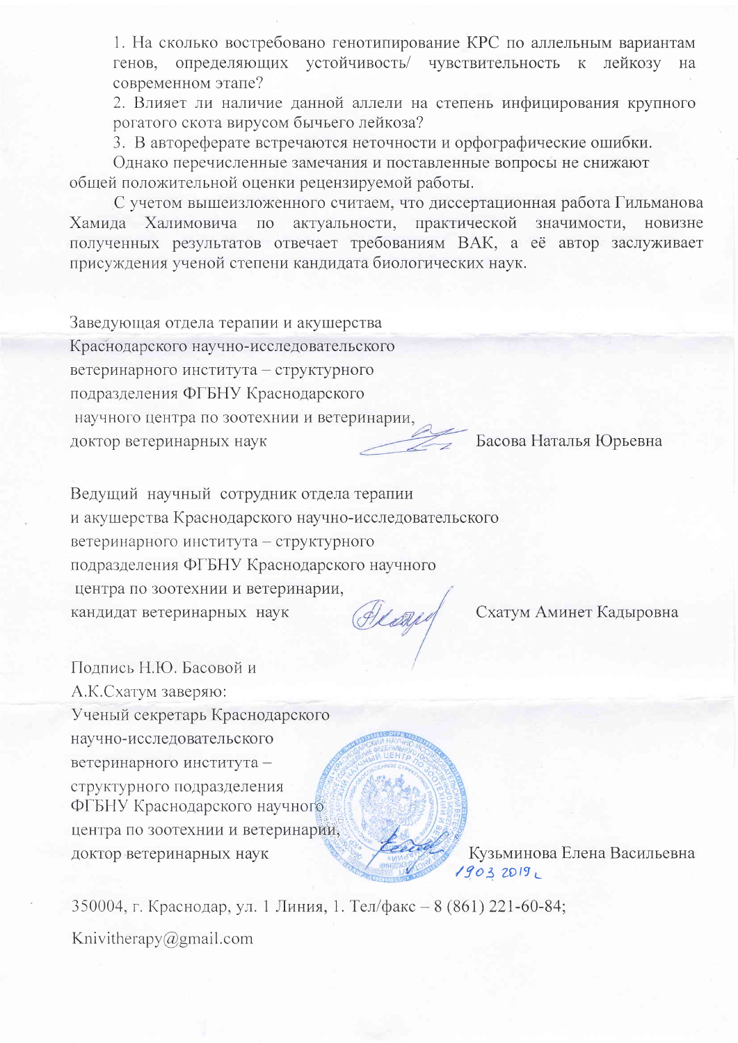1. На сколько востребовано генотипирование КРС по аллельным вариантам генов, определяющих устойчивость/ чувствительность к лейкозу на современном этапе?
2. Влияет ли наличие данной аллели на степень инфицирования крупного рогатого скота вирусом бычьего лейкоза?
3. В автореферате встречаются неточности и орфографические ошибки.

Однако перечисленные замечания и поставленные вопросы не снижают общей положительной оценки рецензируемой работы.

С учетом вышеизложенного считаем, что диссертационная работа Гильманова Хамида Халимовича по актуальности, практической значимости, новизне полученных результатов отвечает требованиям ВАК, а её автор заслуживает присуждения ученой степени кандидата биологических наук.

Заведующая отдела терапии и акушерства Краснодарского научно-исследовательского ветеринарного института – структурного подразделения ФГБНУ Краснодарского научного центра по зоотехнии и ветеринарии, доктор ветеринарных наук — Басова Наталья Юрьевна

Ведущий научный сотрудник отдела терапии и акушерства Краснодарского научно-исследовательского ветеринарного института – структурного подразделения ФГБНУ Краснодарского научного центра по зоотехнии и ветеринарии, кандидат ветеринарных наук — Схатум Аминет Кадыровна

Подпись Н.Ю. Басовой и А.К.Схатум заверяю:
Ученый секретарь Краснодарского научно-исследовательского ветеринарного института – структурного подразделения ФГБНУ Краснодарского научного центра по зоотехнии и ветеринарии, доктор ветеринарных наук — Кузьминова Елена Васильевна

19.03.2019 г.

350004, г. Краснодар, ул. 1 Линия, 1. Тел/факс – 8 (861) 221-60-84;

Knivitherapy@gmail.com